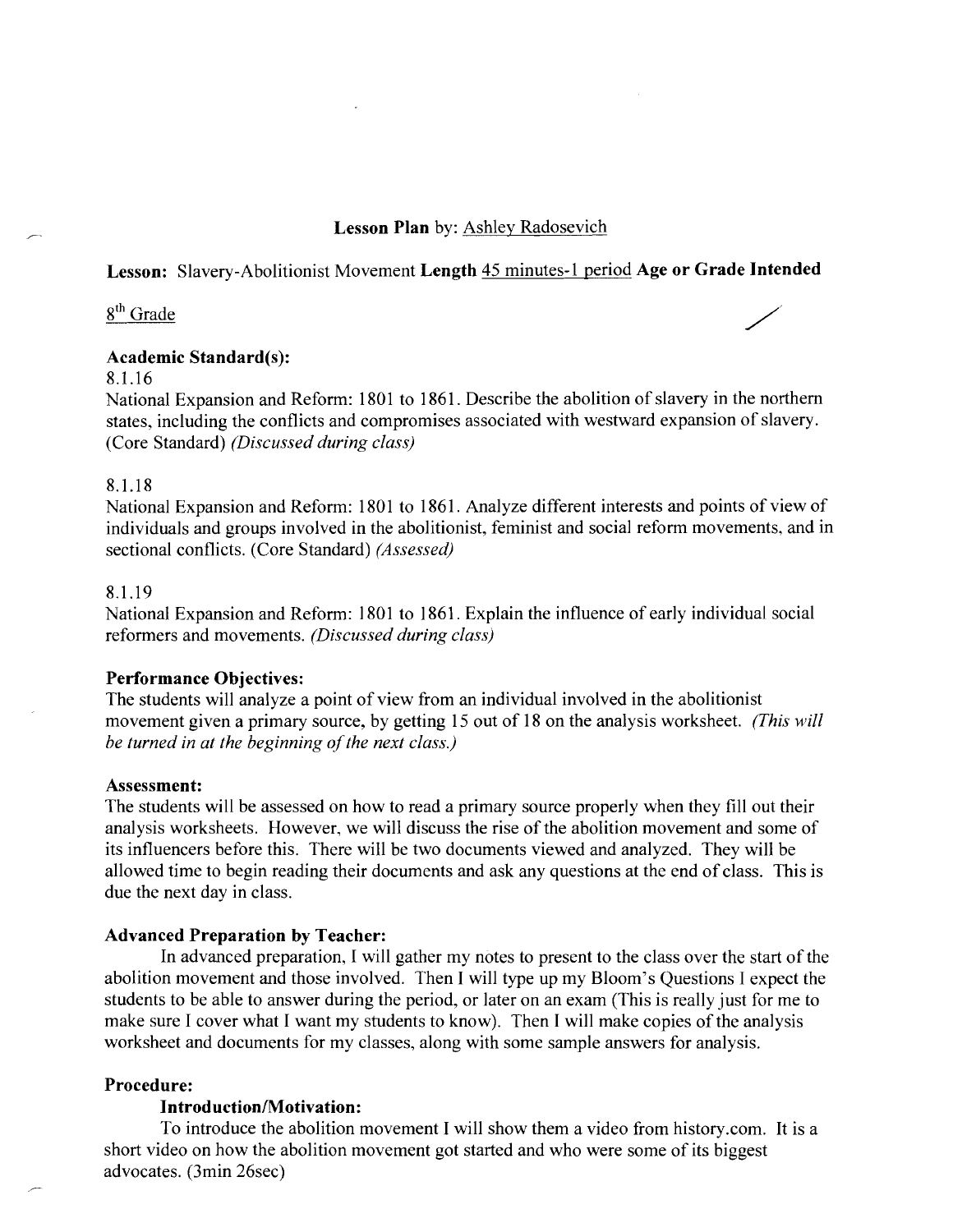**Lesson Plan** by: Ashley Radosevich

**Lesson:** Slavery-Abolitionist Movement **Length** 45 minutes-1 period **Age or Grade Intended**

8th Grade

**Academic Standard(s):**

8.1.16

National Expansion and Reform: 1801 to 1861. Describe the abolition of slavery in the northern states, including the conflicts and compromises associated with westward expansion of slavery. (Core Standard) *(Discussed during class)*

8.1.18

National Expansion and Reform: 1801 to 1861. Analyze different interests and points of view of individuals and groups involved in the abolitionist, feminist and social reform movements, and in sectional conflicts. (Core Standard) *(Assessed)*

8.1.19

National Expansion and Reform: 1801 to 1861. Explain the influence of early individual social reformers and movements. *(Discussed during class)*

**Performance Objectives:**

The students will analyze a point of view from an individual involved in the abolitionist movement given a primary source, by getting 15 out of 18 on the analysis worksheet. *(This will be turned in at the beginning of the next class.)*

**Assessment:**

The students will be assessed on how to read a primary source properly when they fill out their analysis worksheets. However, we will discuss the rise of the abolition movement and some of its influencers before this. There will be two documents viewed and analyzed. They will be allowed time to begin reading their documents and ask any questions at the end of class. This is due the next day in class.

**Advanced Preparation by Teacher:**

In advanced preparation, I will gather my notes to present to the class over the start of the abolition movement and those involved. Then I will type up my Bloom's Questions I expect the students to be able to answer during the period, or later on an exam (This is really just for me to make sure I cover what I want my students to know). Then I will make copies of the analysis worksheet and documents for my classes, along with some sample answers for analysis.

**Procedure:**

**Introduction/Motivation:**

To introduce the abolition movement I will show them a video from history.com. It is a short video on how the abolition movement got started and who were some of its biggest advocates. (3min 26sec)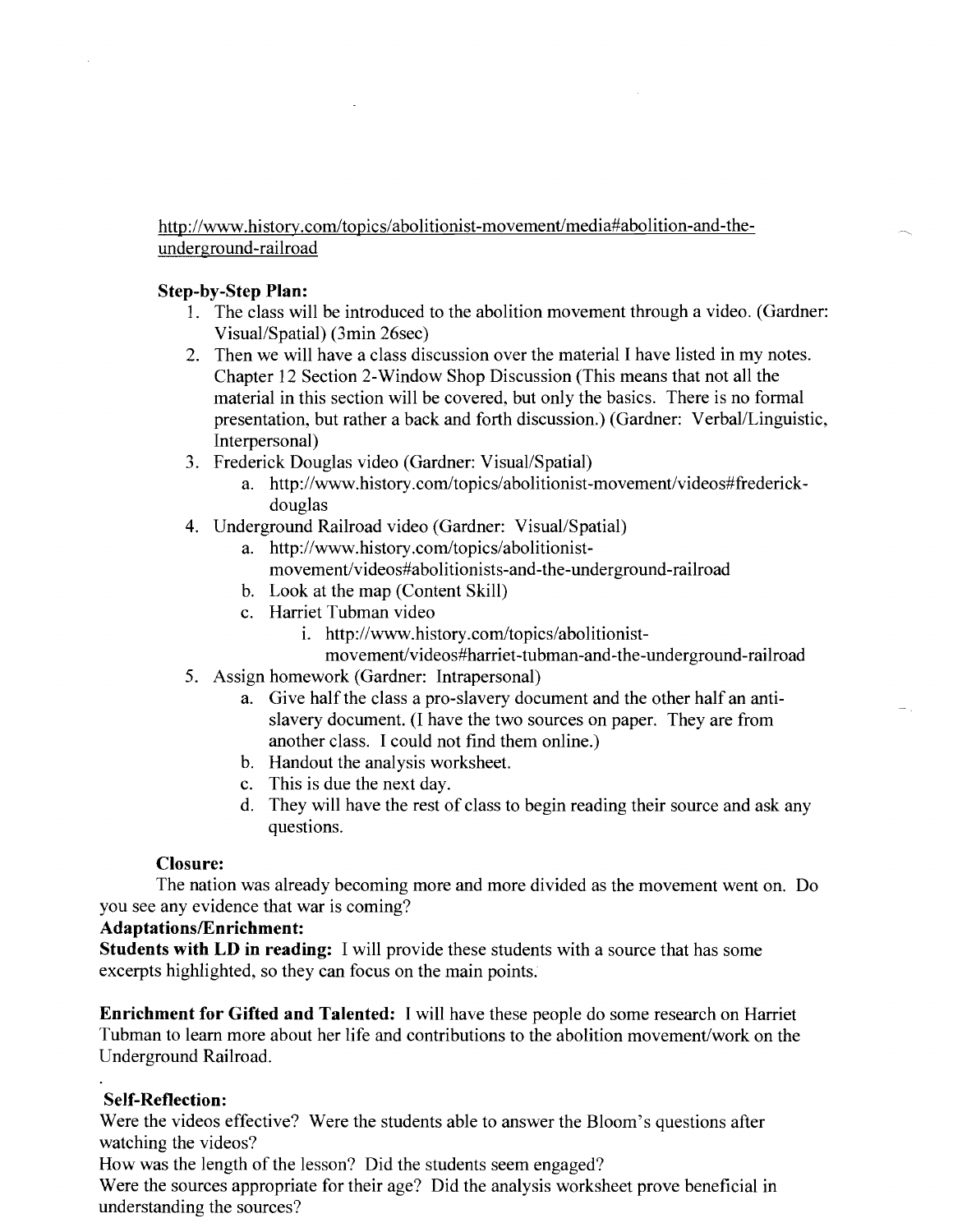http://www.history.com/topics/abolitionist-movement/media#abolition-and-the-underground-railroad

**Step-by-Step Plan:**

1. The class will be introduced to the abolition movement through a video. (Gardner: Visual/Spatial) (3min 26sec)
2. Then we will have a class discussion over the material I have listed in my notes. Chapter 12 Section 2-Window Shop Discussion (This means that not all the material in this section will be covered, but only the basics. There is no formal presentation, but rather a back and forth discussion.) (Gardner: Verbal/Linguistic, Interpersonal)
3. Frederick Douglas video (Gardner: Visual/Spatial)
   a. http://www.history.com/topics/abolitionist-movement/videos#frederick-douglas
4. Underground Railroad video (Gardner: Visual/Spatial)
   a. http://www.history.com/topics/abolitionist-movement/videos#abolitionists-and-the-underground-railroad
   b. Look at the map (Content Skill)
   c. Harriet Tubman video
      i. http://www.history.com/topics/abolitionist-movement/videos#harriet-tubman-and-the-underground-railroad
5. Assign homework (Gardner: Intrapersonal)
   a. Give half the class a pro-slavery document and the other half an anti-slavery document. (I have the two sources on paper. They are from another class. I could not find them online.)
   b. Handout the analysis worksheet.
   c. This is due the next day.
   d. They will have the rest of class to begin reading their source and ask any questions.

**Closure:**

The nation was already becoming more and more divided as the movement went on. Do you see any evidence that war is coming?

**Adaptations/Enrichment:**

**Students with LD in reading:** I will provide these students with a source that has some excerpts highlighted, so they can focus on the main points.

**Enrichment for Gifted and Talented:** I will have these people do some research on Harriet Tubman to learn more about her life and contributions to the abolition movement/work on the Underground Railroad.

**Self-Reflection:**

Were the videos effective? Were the students able to answer the Bloom's questions after watching the videos?

How was the length of the lesson? Did the students seem engaged?

Were the sources appropriate for their age? Did the analysis worksheet prove beneficial in understanding the sources?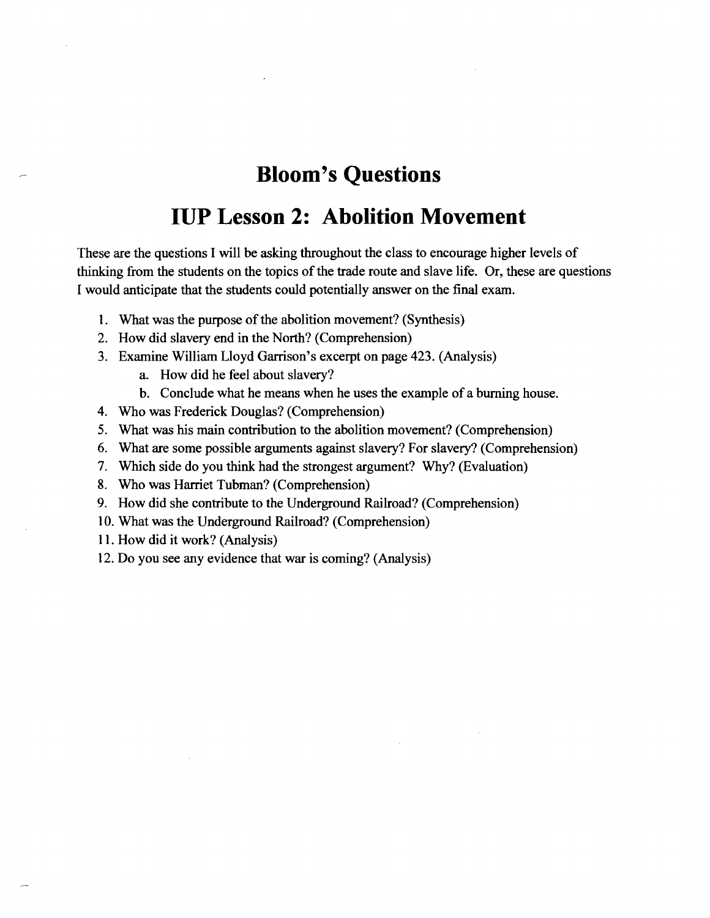# Bloom's Questions

# IUP Lesson 2: Abolition Movement

These are the questions I will be asking throughout the class to encourage higher levels of thinking from the students on the topics of the trade route and slave life. Or, these are questions I would anticipate that the students could potentially answer on the final exam.

1. What was the purpose of the abolition movement? (Synthesis)
2. How did slavery end in the North? (Comprehension)
3. Examine William Lloyd Garrison's excerpt on page 423. (Analysis)
   a. How did he feel about slavery?
   b. Conclude what he means when he uses the example of a burning house.
4. Who was Frederick Douglas? (Comprehension)
5. What was his main contribution to the abolition movement? (Comprehension)
6. What are some possible arguments against slavery? For slavery? (Comprehension)
7. Which side do you think had the strongest argument? Why? (Evaluation)
8. Who was Harriet Tubman? (Comprehension)
9. How did she contribute to the Underground Railroad? (Comprehension)
10. What was the Underground Railroad? (Comprehension)
11. How did it work? (Analysis)
12. Do you see any evidence that war is coming? (Analysis)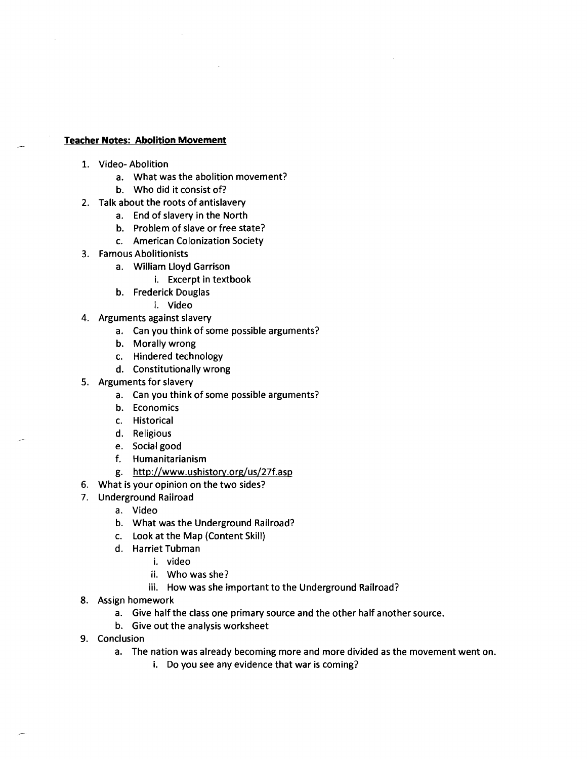**Teacher Notes: Abolition Movement**

1. Video- Abolition
    a. What was the abolition movement?
    b. Who did it consist of?
2. Talk about the roots of antislavery
    a. End of slavery in the North
    b. Problem of slave or free state?
    c. American Colonization Society
3. Famous Abolitionists
    a. William Lloyd Garrison
        i. Excerpt in textbook
    b. Frederick Douglas
        i. Video
4. Arguments against slavery
    a. Can you think of some possible arguments?
    b. Morally wrong
    c. Hindered technology
    d. Constitutionally wrong
5. Arguments for slavery
    a. Can you think of some possible arguments?
    b. Economics
    c. Historical
    d. Religious
    e. Social good
    f. Humanitarianism
    g. http://www.ushistory.org/us/27f.asp
6. What is your opinion on the two sides?
7. Underground Railroad
    a. Video
    b. What was the Underground Railroad?
    c. Look at the Map (Content Skill)
    d. Harriet Tubman
        i. video
        ii. Who was she?
        iii. How was she important to the Underground Railroad?
8. Assign homework
    a. Give half the class one primary source and the other half another source.
    b. Give out the analysis worksheet
9. Conclusion
    a. The nation was already becoming more and more divided as the movement went on.
        i. Do you see any evidence that war is coming?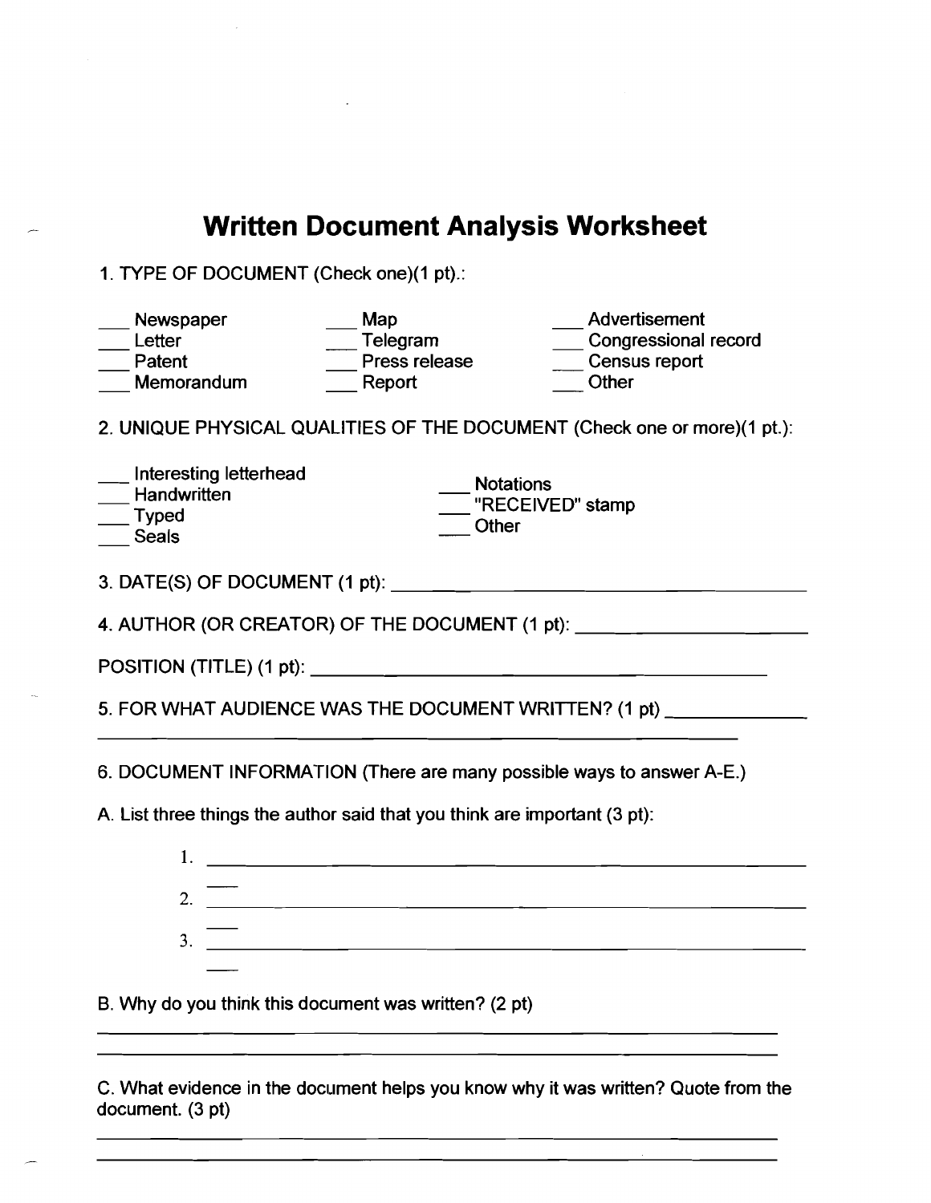# Written Document Analysis Worksheet

1. TYPE OF DOCUMENT (Check one)(1 pt).:

___ Newspaper
___ Letter
___ Patent
___ Memorandum
___ Map
___ Telegram
___ Press release
___ Report
___ Advertisement
___ Congressional record
___ Census report
___ Other

2. UNIQUE PHYSICAL QUALITIES OF THE DOCUMENT (Check one or more)(1 pt.):

___ Interesting letterhead
___ Handwritten
___ Typed
___ Seals
___ Notations
___ "RECEIVED" stamp
___ Other

3. DATE(S) OF DOCUMENT (1 pt): ______________________________

4. AUTHOR (OR CREATOR) OF THE DOCUMENT (1 pt): ____________________

POSITION (TITLE) (1 pt): ______________________________

5. FOR WHAT AUDIENCE WAS THE DOCUMENT WRITTEN? (1 pt) ____________
______________________________________________________

6. DOCUMENT INFORMATION (There are many possible ways to answer A-E.)

A. List three things the author said that you think are important (3 pt):

1. ______________________________________________
2. ______________________________________________
3. ______________________________________________

B. Why do you think this document was written? (2 pt)

______________________________________________________
______________________________________________________

C. What evidence in the document helps you know why it was written? Quote from the document. (3 pt)

______________________________________________________
______________________________________________________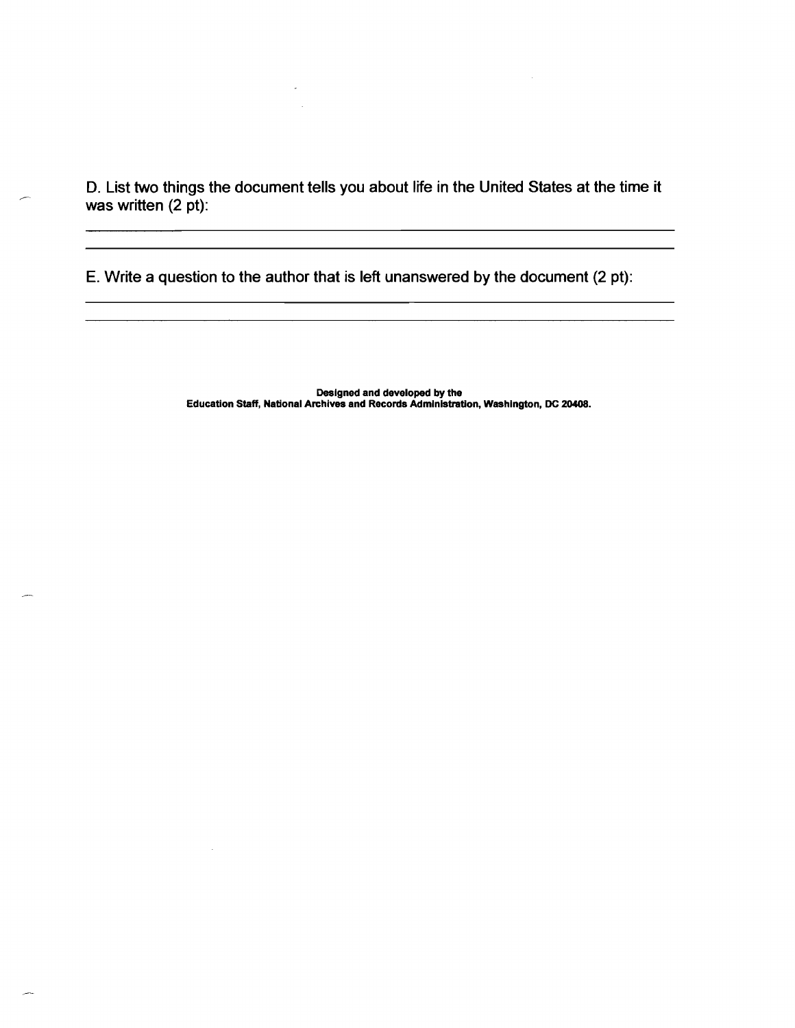D. List two things the document tells you about life in the United States at the time it was written (2 pt):

\_\_\_\_\_\_\_\_\_\_\_\_\_\_\_\_\_\_\_\_\_\_\_\_\_\_\_\_\_\_\_\_\_\_\_\_\_\_\_\_\_\_\_\_\_\_\_\_\_\_\_\_\_\_\_\_\_\_\_\_\_\_\_\_\_\_\_\_\_\_\_\_

\_\_\_\_\_\_\_\_\_\_\_\_\_\_\_\_\_\_\_\_\_\_\_\_\_\_\_\_\_\_\_\_\_\_\_\_\_\_\_\_\_\_\_\_\_\_\_\_\_\_\_\_\_\_\_\_\_\_\_\_\_\_\_\_\_\_\_\_\_\_\_\_

E. Write a question to the author that is left unanswered by the document (2 pt):

\_\_\_\_\_\_\_\_\_\_\_\_\_\_\_\_\_\_\_\_\_\_\_\_\_\_\_\_\_\_\_\_\_\_\_\_\_\_\_\_\_\_\_\_\_\_\_\_\_\_\_\_\_\_\_\_\_\_\_\_\_\_\_\_\_\_\_\_\_\_\_\_

\_\_\_\_\_\_\_\_\_\_\_\_\_\_\_\_\_\_\_\_\_\_\_\_\_\_\_\_\_\_\_\_\_\_\_\_\_\_\_\_\_\_\_\_\_\_\_\_\_\_\_\_\_\_\_\_\_\_\_\_\_\_\_\_\_\_\_\_\_\_\_\_

**Designed and developed by the**
**Education Staff, National Archives and Records Administration, Washington, DC 20408.**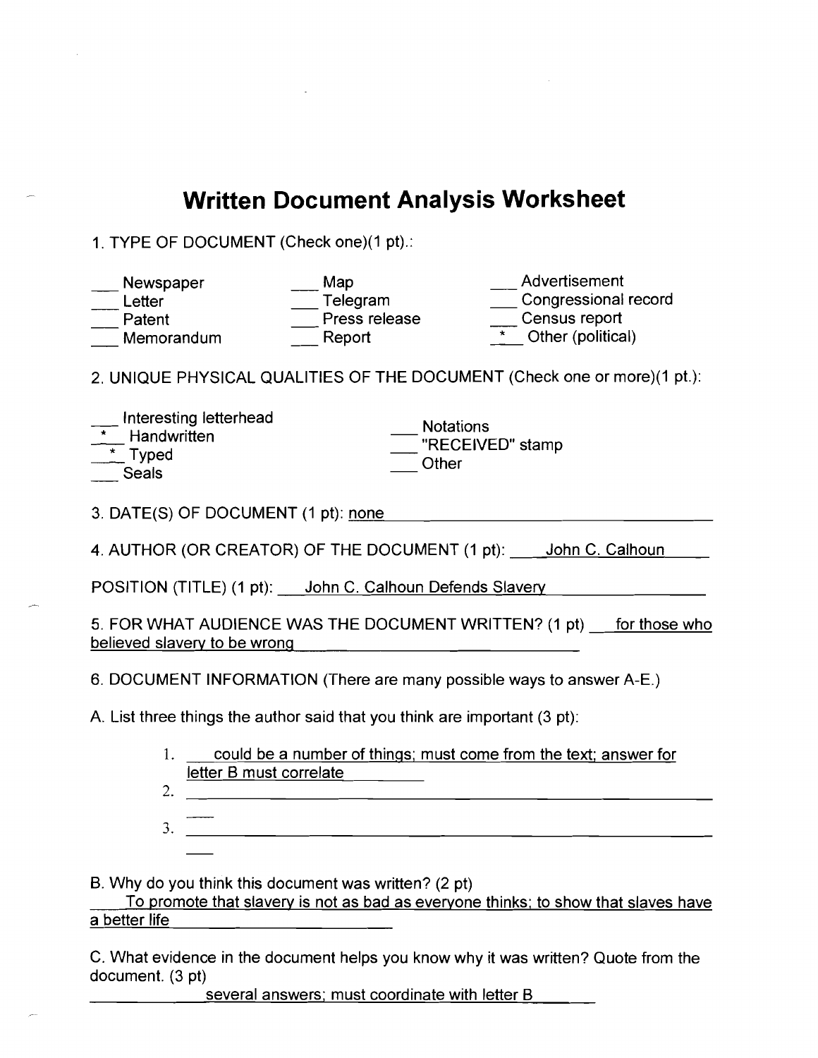# Written Document Analysis Worksheet

1. TYPE OF DOCUMENT (Check one)(1 pt).:

___ Newspaper
___ Letter
___ Patent
___ Memorandum
___ Map
___ Telegram
___ Press release
___ Report
___ Advertisement
___ Congressional record
___ Census report
_*_ Other (political)

2. UNIQUE PHYSICAL QUALITIES OF THE DOCUMENT (Check one or more)(1 pt.):

___ Interesting letterhead
_*_ Handwritten
_*_ Typed
___ Seals
___ Notations
___ "RECEIVED" stamp
___ Other

3. DATE(S) OF DOCUMENT (1 pt): none

4. AUTHOR (OR CREATOR) OF THE DOCUMENT (1 pt): John C. Calhoun

POSITION (TITLE) (1 pt): John C. Calhoun Defends Slavery

5. FOR WHAT AUDIENCE WAS THE DOCUMENT WRITTEN? (1 pt) for those who believed slavery to be wrong

6. DOCUMENT INFORMATION (There are many possible ways to answer A-E.)

A. List three things the author said that you think are important (3 pt):

1. could be a number of things; must come from the text; answer for letter B must correlate
2. ___
3. ___

B. Why do you think this document was written? (2 pt)

To promote that slavery is not as bad as everyone thinks; to show that slaves have a better life

C. What evidence in the document helps you know why it was written? Quote from the document. (3 pt)

several answers; must coordinate with letter B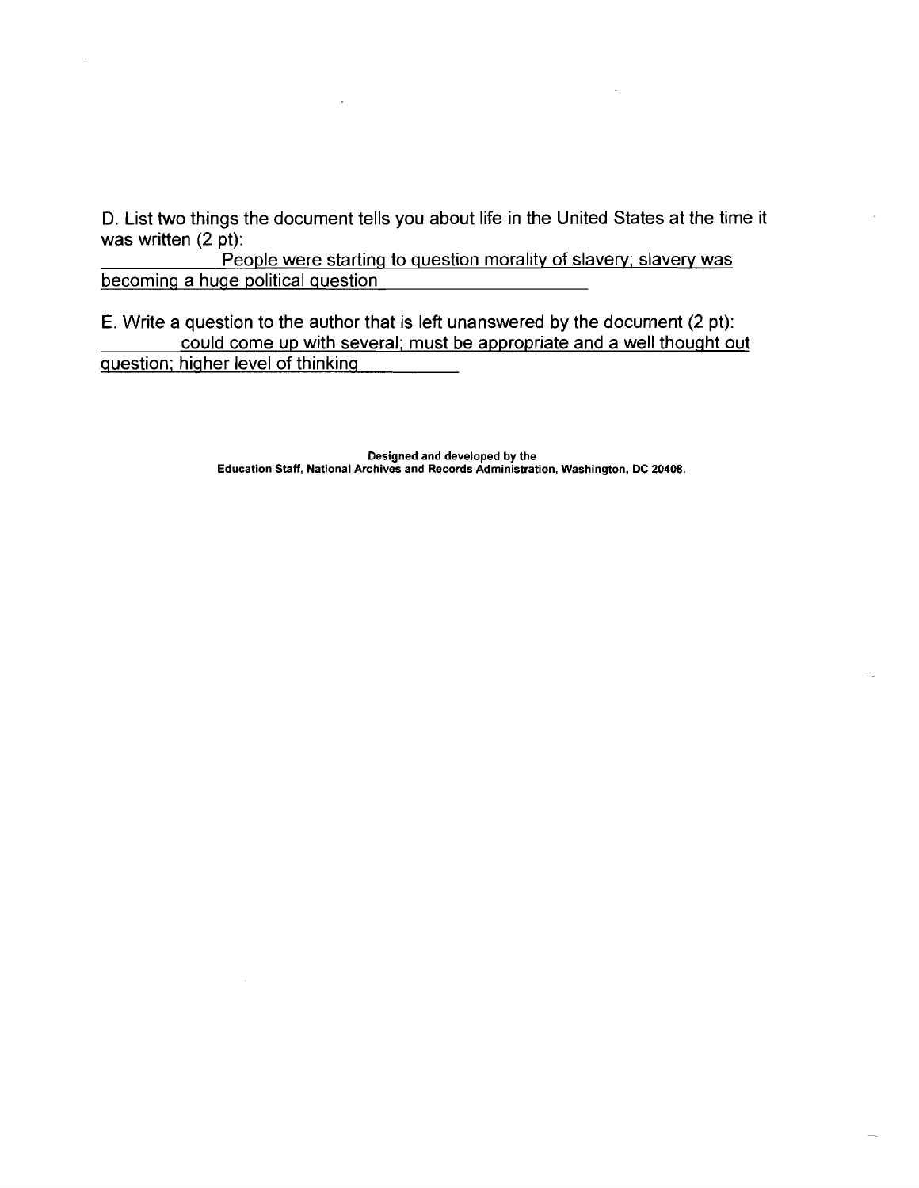D. List two things the document tells you about life in the United States at the time it was written (2 pt):

People were starting to question morality of slavery; slavery was becoming a huge political question

E. Write a question to the author that is left unanswered by the document (2 pt):

could come up with several; must be appropriate and a well thought out question; higher level of thinking

**Designed and developed by the Education Staff, National Archives and Records Administration, Washington, DC 20408.**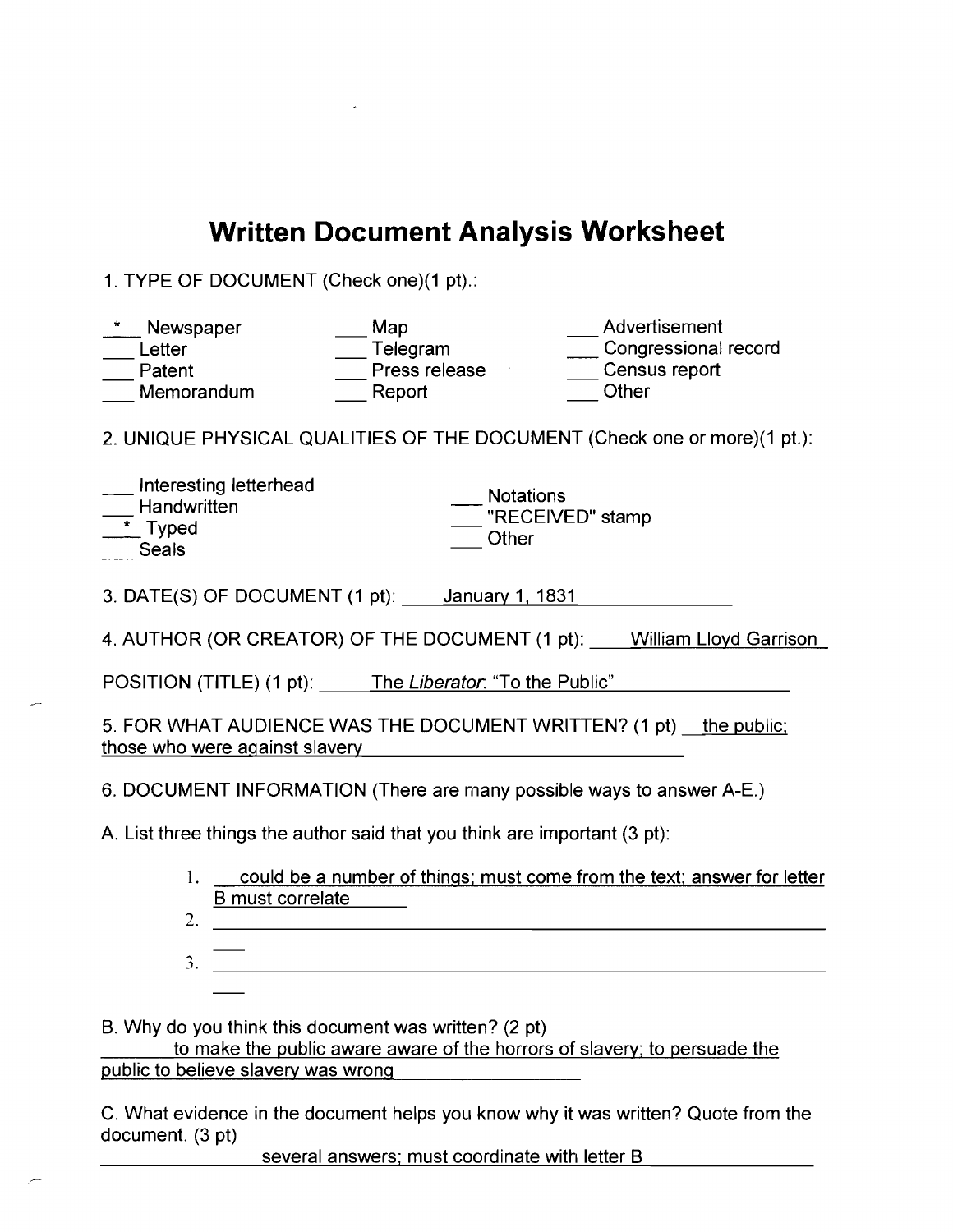# Written Document Analysis Worksheet

1. TYPE OF DOCUMENT (Check one)(1 pt).:

| | | |
|---|---|---|
| _*_ Newspaper | ___ Map | ___ Advertisement |
| ___ Letter | ___ Telegram | ___ Congressional record |
| ___ Patent | ___ Press release | ___ Census report |
| ___ Memorandum | ___ Report | ___ Other |

2. UNIQUE PHYSICAL QUALITIES OF THE DOCUMENT (Check one or more)(1 pt.):

| | |
|---|---|
| ___ Interesting letterhead | ___ Notations |
| ___ Handwritten | ___ "RECEIVED" stamp |
| _*_ Typed | ___ Other |
| ___ Seals | |

3. DATE(S) OF DOCUMENT (1 pt): <u>January 1, 1831</u>

4. AUTHOR (OR CREATOR) OF THE DOCUMENT (1 pt): <u>William Lloyd Garrison</u>

POSITION (TITLE) (1 pt): <u>The *Liberator*: "To the Public"</u>

5. FOR WHAT AUDIENCE WAS THE DOCUMENT WRITTEN? (1 pt) <u>the public; those who were against slavery</u>

6. DOCUMENT INFORMATION (There are many possible ways to answer A-E.)

A. List three things the author said that you think are important (3 pt):

1. <u>could be a number of things; must come from the text; answer for letter B must correlate</u>
2. ___
3. ___

B. Why do you think this document was written? (2 pt)

<u>to make the public aware aware of the horrors of slavery; to persuade the public to believe slavery was wrong</u>

C. What evidence in the document helps you know why it was written? Quote from the document. (3 pt)

<u>several answers; must coordinate with letter B</u>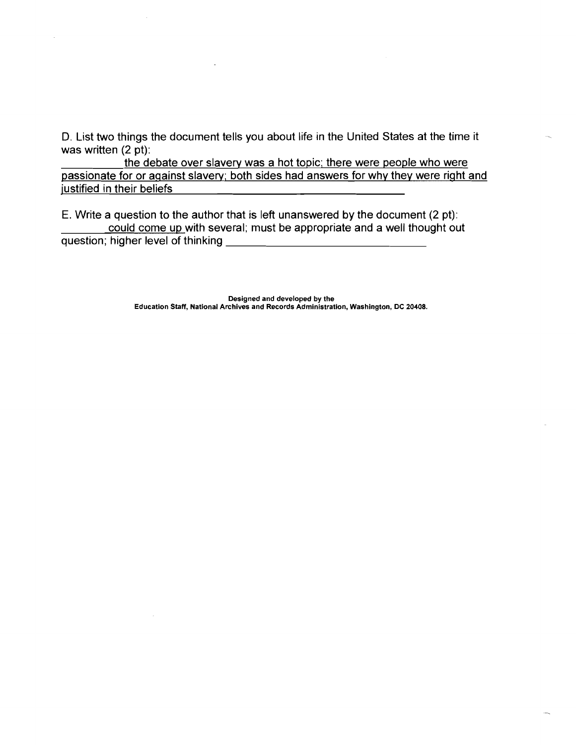D. List two things the document tells you about life in the United States at the time it was written (2 pt):

the debate over slavery was a hot topic; there were people who were passionate for or against slavery; both sides had answers for why they were right and justified in their beliefs

E. Write a question to the author that is left unanswered by the document (2 pt):

could come up with several; must be appropriate and a well thought out question; higher level of thinking

**Designed and developed by the Education Staff, National Archives and Records Administration, Washington, DC 20408.**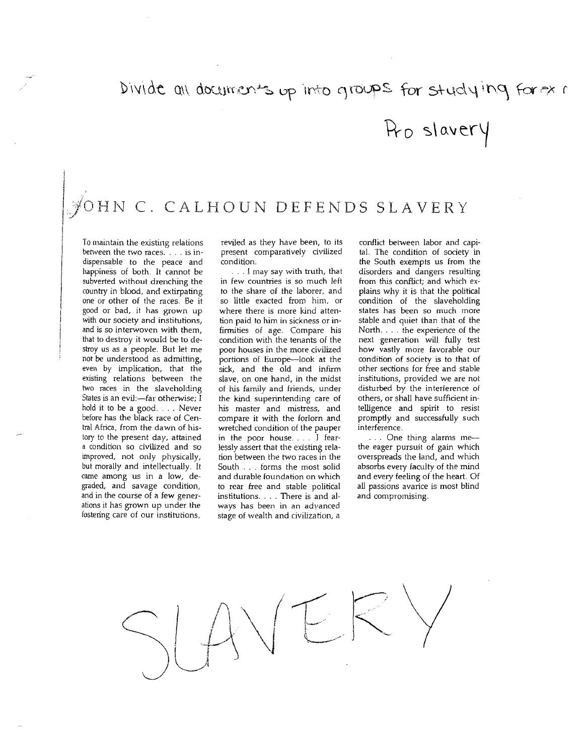Divide all documents up into groups for studying for ex r

Pro slavery

# JOHN C. CALHOUN DEFENDS SLAVERY

To maintain the existing relations between the two races. . . . is indispensable to the peace and happiness of both. It cannot be subverted without drenching the country in blood, and extirpating one or other of the races. Be it good or bad, it has grown up with our society and institutions, and is so interwoven with them, that to destroy it would be to destroy us as a people. But let me not be understood as admitting, even by implication, that the existing relations between the two races in the slaveholding States is an evil:—far otherwise; I hold it to be a good. . . . Never before has the black race of Central Africa, from the dawn of history to the present day, attained a condition so civilized and so improved, not only physically, but morally and intellectually. It came among us in a low, degraded, and savage condition, and in the course of a few generations it has grown up under the fostering care of our institutions, reviled as they have been, to its present comparatively civilized condition.

. . . I may say with truth, that in few countries is so much left to the share of the laborer, and so little exacted from him, or where there is more kind attention paid to him in sickness or infirmities of age. Compare his condition with the tenants of the poor houses in the more civilized portions of Europe—look at the sick, and the old and infirm slave, on one hand, in the midst of his family and friends, under the kind superintending care of his master and mistress, and compare it with the forlorn and wretched condition of the pauper in the poor house. . . . I fearlessly assert that the existing relation between the two races in the South . . . forms the most solid and durable foundation on which to rear free and stable political institutions. . . . There is and always has been in an advanced stage of wealth and civilization, a conflict between labor and capital. The condition of society in the South exempts us from the disorders and dangers resulting from this conflict; and which explains why it is that the political condition of the slaveholding states has been so much more stable and quiet than that of the North. . . . the experience of the next generation will fully test how vastly more favorable our condition of society is to that of other sections for free and stable institutions, provided we are not disturbed by the interference of others, or shall have sufficient intelligence and spirit to resist promptly and successfully such interference.

. . . One thing alarms me—the eager pursuit of gain which overspreads the land, and which absorbs every faculty of the mind and every feeling of the heart. Of all passions avarice is most blind and compromising.

SLAVERY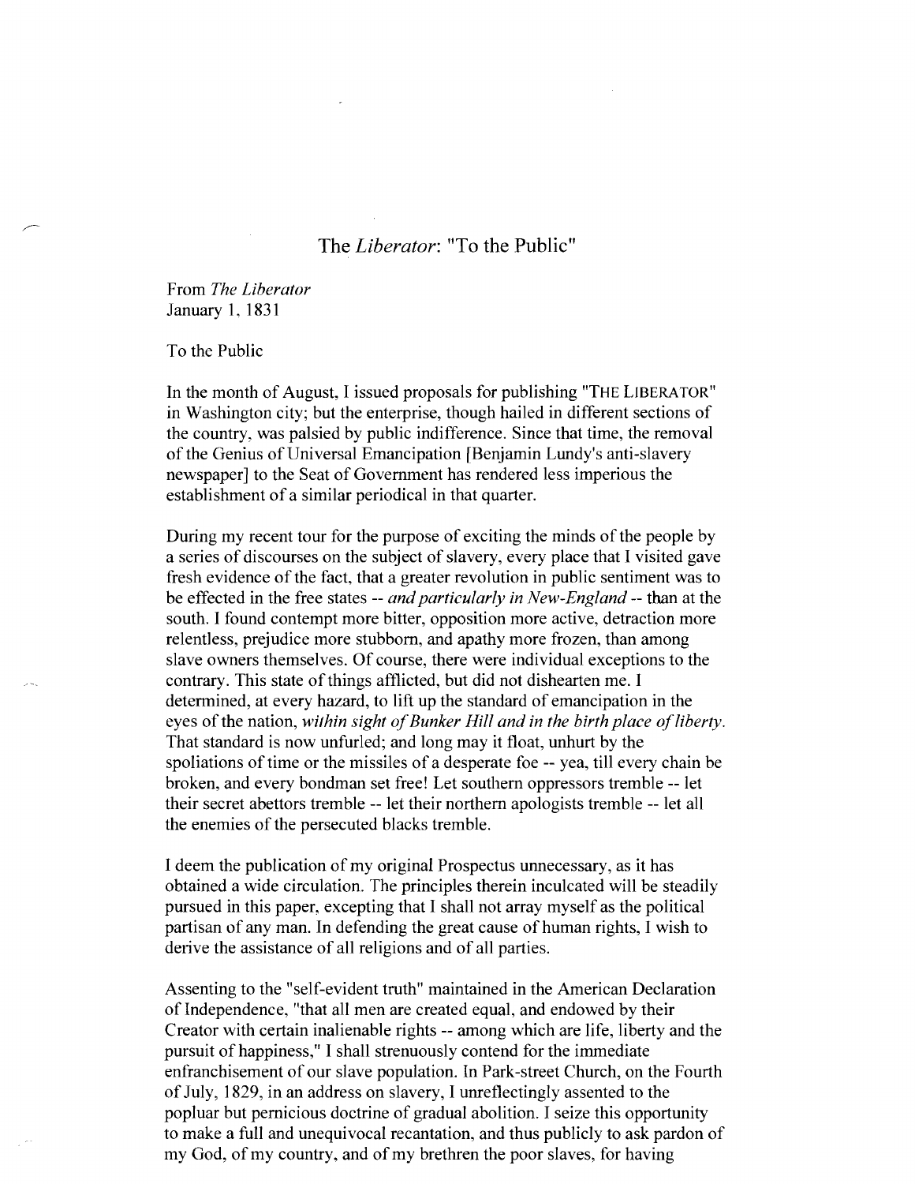# The *Liberator*: "To the Public"

From *The Liberator*
January 1, 1831

To the Public

In the month of August, I issued proposals for publishing "THE LIBERATOR" in Washington city; but the enterprise, though hailed in different sections of the country, was palsied by public indifference. Since that time, the removal of the Genius of Universal Emancipation [Benjamin Lundy's anti-slavery newspaper] to the Seat of Government has rendered less imperious the establishment of a similar periodical in that quarter.

During my recent tour for the purpose of exciting the minds of the people by a series of discourses on the subject of slavery, every place that I visited gave fresh evidence of the fact, that a greater revolution in public sentiment was to be effected in the free states -- *and particularly in New-England* -- than at the south. I found contempt more bitter, opposition more active, detraction more relentless, prejudice more stubborn, and apathy more frozen, than among slave owners themselves. Of course, there were individual exceptions to the contrary. This state of things afflicted, but did not dishearten me. I determined, at every hazard, to lift up the standard of emancipation in the eyes of the nation, *within sight of Bunker Hill and in the birth place of liberty*. That standard is now unfurled; and long may it float, unhurt by the spoliations of time or the missiles of a desperate foe -- yea, till every chain be broken, and every bondman set free! Let southern oppressors tremble -- let their secret abettors tremble -- let their northern apologists tremble -- let all the enemies of the persecuted blacks tremble.

I deem the publication of my original Prospectus unnecessary, as it has obtained a wide circulation. The principles therein inculcated will be steadily pursued in this paper, excepting that I shall not array myself as the political partisan of any man. In defending the great cause of human rights, I wish to derive the assistance of all religions and of all parties.

Assenting to the "self-evident truth" maintained in the American Declaration of Independence, "that all men are created equal, and endowed by their Creator with certain inalienable rights -- among which are life, liberty and the pursuit of happiness," I shall strenuously contend for the immediate enfranchisement of our slave population. In Park-street Church, on the Fourth of July, 1829, in an address on slavery, I unreflectingly assented to the popluar but pernicious doctrine of gradual abolition. I seize this opportunity to make a full and unequivocal recantation, and thus publicly to ask pardon of my God, of my country, and of my brethren the poor slaves, for having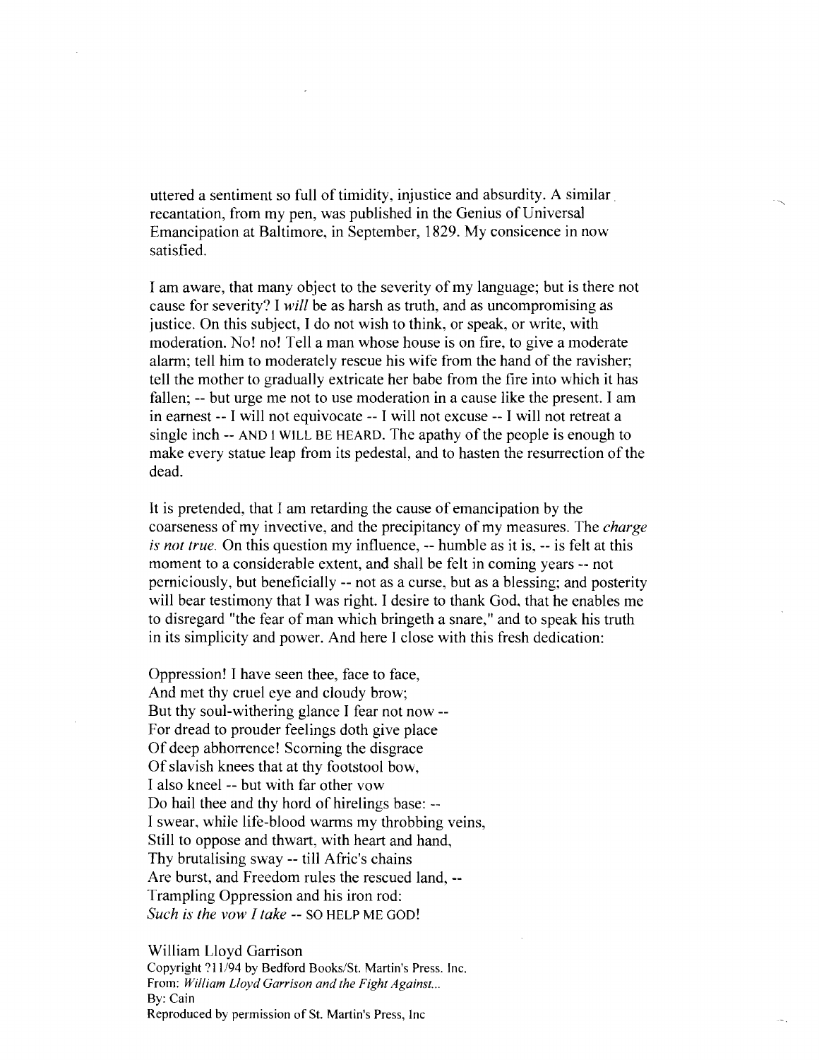uttered a sentiment so full of timidity, injustice and absurdity. A similar recantation, from my pen, was published in the Genius of Universal Emancipation at Baltimore, in September, 1829. My consicence in now satisfied.

I am aware, that many object to the severity of my language; but is there not cause for severity? I *will* be as harsh as truth, and as uncompromising as justice. On this subject, I do not wish to think, or speak, or write, with moderation. No! no! Tell a man whose house is on fire, to give a moderate alarm; tell him to moderately rescue his wife from the hand of the ravisher; tell the mother to gradually extricate her babe from the fire into which it has fallen; -- but urge me not to use moderation in a cause like the present. I am in earnest -- I will not equivocate -- I will not excuse -- I will not retreat a single inch -- AND I WILL BE HEARD. The apathy of the people is enough to make every statue leap from its pedestal, and to hasten the resurrection of the dead.

It is pretended, that I am retarding the cause of emancipation by the coarseness of my invective, and the precipitancy of my measures. The *charge is not true.* On this question my influence, -- humble as it is, -- is felt at this moment to a considerable extent, and shall be felt in coming years -- not perniciously, but beneficially -- not as a curse, but as a blessing; and posterity will bear testimony that I was right. I desire to thank God, that he enables me to disregard "the fear of man which bringeth a snare," and to speak his truth in its simplicity and power. And here I close with this fresh dedication:

Oppression! I have seen thee, face to face,  
And met thy cruel eye and cloudy brow;  
But thy soul-withering glance I fear not now --  
For dread to prouder feelings doth give place  
Of deep abhorrence! Scorning the disgrace  
Of slavish knees that at thy footstool bow,  
I also kneel -- but with far other vow  
Do hail thee and thy hord of hirelings base: --  
I swear, while life-blood warms my throbbing veins,  
Still to oppose and thwart, with heart and hand,  
Thy brutalising sway -- till Afric's chains  
Are burst, and Freedom rules the rescued land, --  
Trampling Oppression and his iron rod:  
*Such is the vow I take* -- SO HELP ME GOD!

William Lloyd Garrison  
Copyright ?11/94 by Bedford Books/St. Martin's Press. Inc.  
From: *William Lloyd Garrison and the Fight Against...*  
By: Cain  
Reproduced by permission of St. Martin's Press, Inc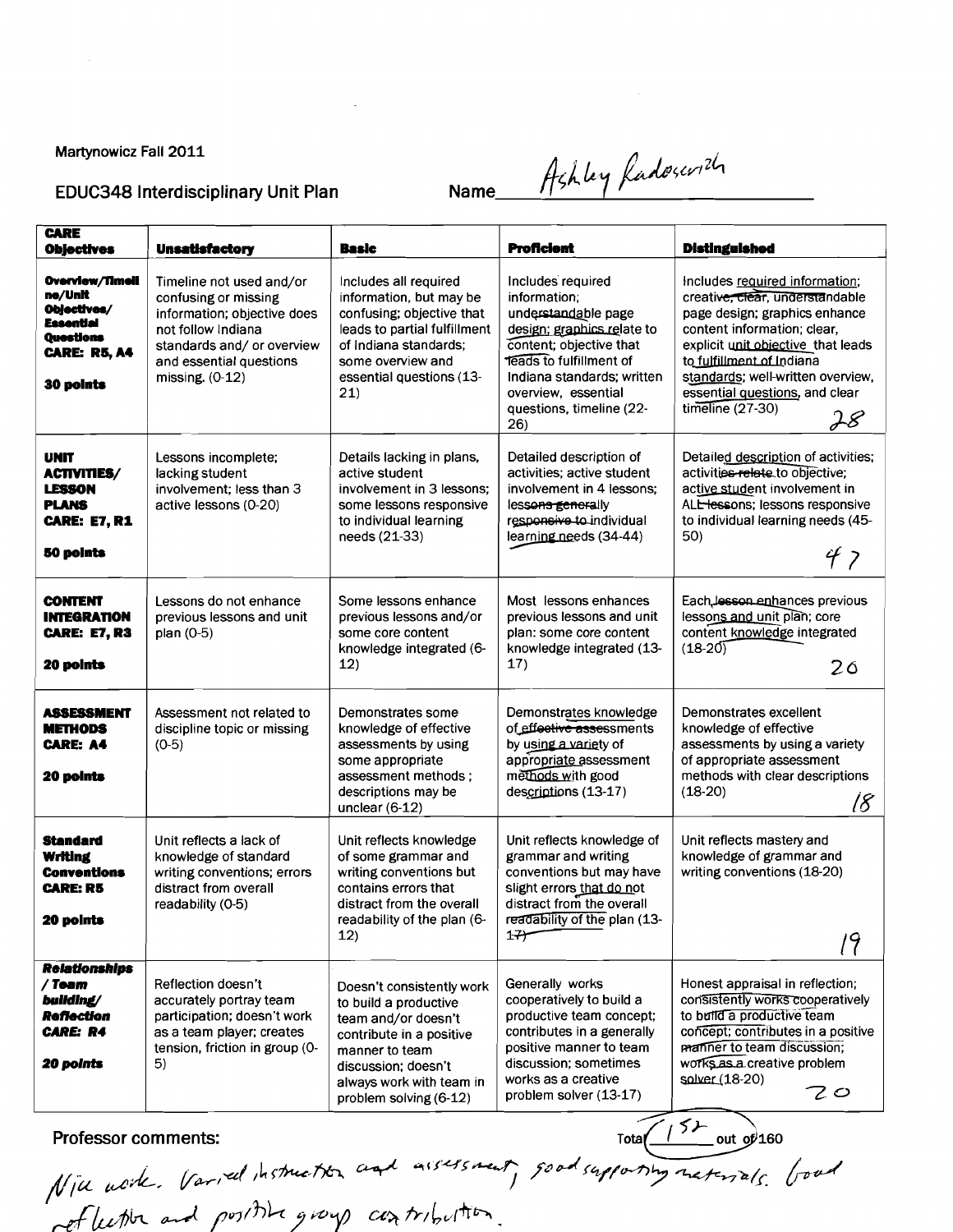Martynowicz Fall 2011

EDUC348 Interdisciplinary Unit Plan  Name Ashley Radosevich

| CARE Objectives | Unsatisfactory | Basic | Proficient | Distinguished |
|---|---|---|---|---|
| **Overview/Timeline/Unit Objectives/ Essential Questions CARE: R5, A4 30 points** | Timeline not used and/or confusing or missing information; objective does not follow Indiana standards and/ or overview and essential questions missing. (0-12) | Includes all required information, but may be confusing; objective that leads to partial fulfillment of Indiana standards; some overview and essential questions (13-21) | Includes required information; understandable page design; graphics relate to content; objective that leads to fulfillment of Indiana standards; written overview, essential questions, timeline (22-26) | Includes required information; creative, ~~clear, understandable~~ page design; graphics enhance content information; clear, explicit unit objective that leads to fulfillment of Indiana standards; well-written overview, essential questions, and clear timeline (27-30) 28 |
| **UNIT ACTIVITIES/ LESSON PLANS CARE: E7, R1 50 points** | Lessons incomplete; lacking student involvement; less than 3 active lessons (0-20) | Details lacking in plans, active student involvement in 3 lessons; some lessons responsive to individual learning needs (21-33) | Detailed description of activities; active student involvement in 4 lessons; ~~lessons generally responsive to~~ individual learning needs (34-44) | Detailed description of activities; activities ~~relate~~ to objective; active student involvement in ALL ~~lessons~~; lessons responsive to individual learning needs (45-50) 47 |
| **CONTENT INTEGRATION CARE: E7, R3 20 points** | Lessons do not enhance previous lessons and unit plan (0-5) | Some lessons enhance previous lessons and/or some core content knowledge integrated (6-12) | Most lessons enhances previous lessons and unit plan: some core content knowledge integrated (13-17) | Each ~~lesson~~ enhances previous lessons and unit plan; core content knowledge integrated (18-20) 20 |
| **ASSESSMENT METHODS CARE: A4 20 points** | Assessment not related to discipline topic or missing (0-5) | Demonstrates some knowledge of effective assessments by using some appropriate assessment methods ; descriptions may be unclear (6-12) | Demonstrates knowledge of ~~effective assess~~ments by using a variety of appropriate assessment methods with good descriptions (13-17) | Demonstrates excellent knowledge of effective assessments by using a variety of appropriate assessment methods with clear descriptions (18-20) 18 |
| **Standard Writing Conventions CARE: R5 20 points** | Unit reflects a lack of knowledge of standard writing conventions; errors distract from overall readability (0-5) | Unit reflects knowledge of some grammar and writing conventions but contains errors that distract from the overall readability of the plan (6-12) | Unit reflects knowledge of grammar and writing conventions but may have slight errors that do not distract from the overall readability of the plan (13-~~17~~) | Unit reflects mastery and knowledge of grammar and writing conventions (18-20) 19 |
| **Relationships / Team building/ Reflection CARE: R4 20 points** | Reflection doesn't accurately portray team participation; doesn't work as a team player; creates tension, friction in group (0-5) | Doesn't consistently work to build a productive team and/or doesn't contribute in a positive manner to team discussion; doesn't always work with team in problem solving (6-12) | Generally works cooperatively to build a productive team concept; contributes in a generally positive manner to team discussion; sometimes works as a creative problem solver (13-17) | Honest appraisal in reflection; consistently works cooperatively to build a productive team concept; contributes in a positive manner to team discussion; works as a creative problem solver (18-20) 20 |

Professor comments:  Total 152 out of 160

Nice work. Varied instruction and assessment, good supporting materials. Good reflection and positive group contribution.